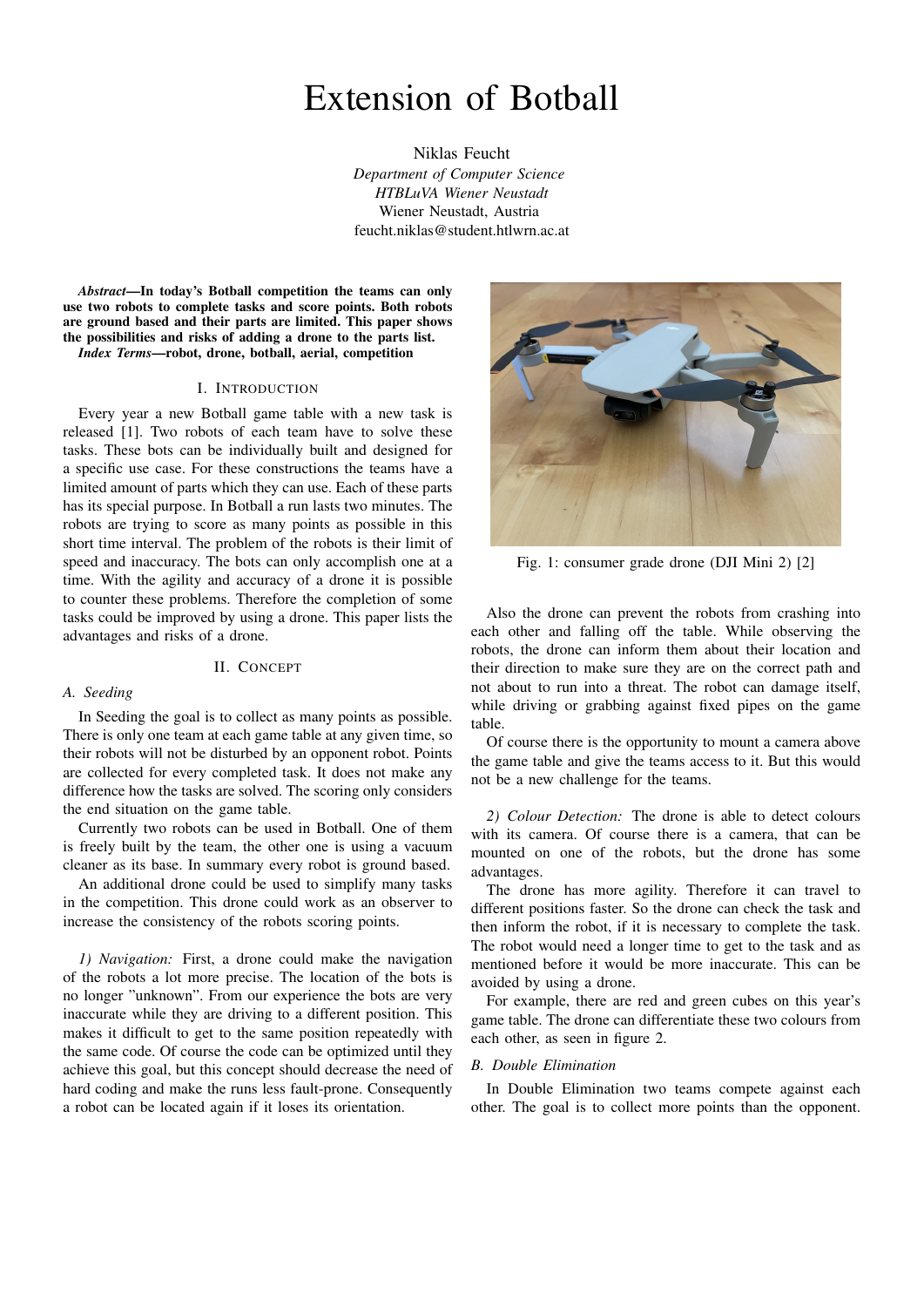# Extension of Botball

Niklas Feucht
*Department of Computer Science*
*HTBLuVA Wiener Neustadt*
Wiener Neustadt, Austria
feucht.niklas@student.htlwrn.ac.at

***Abstract*—In today's Botball competition the teams can only use two robots to complete tasks and score points. Both robots are ground based and their parts are limited. This paper shows the possibilities and risks of adding a drone to the parts list.**

***Index Terms*—robot, drone, botball, aerial, competition**

## I. Introduction

Every year a new Botball game table with a new task is released [1]. Two robots of each team have to solve these tasks. These bots can be individually built and designed for a specific use case. For these constructions the teams have a limited amount of parts which they can use. Each of these parts has its special purpose. In Botball a run lasts two minutes. The robots are trying to score as many points as possible in this short time interval. The problem of the robots is their limit of speed and inaccuracy. The bots can only accomplish one at a time. With the agility and accuracy of a drone it is possible to counter these problems. Therefore the completion of some tasks could be improved by using a drone. This paper lists the advantages and risks of a drone.

## II. Concept

### A. Seeding

In Seeding the goal is to collect as many points as possible. There is only one team at each game table at any given time, so their robots will not be disturbed by an opponent robot. Points are collected for every completed task. It does not make any difference how the tasks are solved. The scoring only considers the end situation on the game table.

Currently two robots can be used in Botball. One of them is freely built by the team, the other one is using a vacuum cleaner as its base. In summary every robot is ground based.

An additional drone could be used to simplify many tasks in the competition. This drone could work as an observer to increase the consistency of the robots scoring points.

*1) Navigation:* First, a drone could make the navigation of the robots a lot more precise. The location of the bots is no longer "unknown". From our experience the bots are very inaccurate while they are driving to a different position. This makes it difficult to get to the same position repeatedly with the same code. Of course the code can be optimized until they achieve this goal, but this concept should decrease the need of hard coding and make the runs less fault-prone. Consequently a robot can be located again if it loses its orientation.

Fig. 1: consumer grade drone (DJI Mini 2) [2]

Also the drone can prevent the robots from crashing into each other and falling off the table. While observing the robots, the drone can inform them about their location and their direction to make sure they are on the correct path and not about to run into a threat. The robot can damage itself, while driving or grabbing against fixed pipes on the game table.

Of course there is the opportunity to mount a camera above the game table and give the teams access to it. But this would not be a new challenge for the teams.

*2) Colour Detection:* The drone is able to detect colours with its camera. Of course there is a camera, that can be mounted on one of the robots, but the drone has some advantages.

The drone has more agility. Therefore it can travel to different positions faster. So the drone can check the task and then inform the robot, if it is necessary to complete the task. The robot would need a longer time to get to the task and as mentioned before it would be more inaccurate. This can be avoided by using a drone.

For example, there are red and green cubes on this year's game table. The drone can differentiate these two colours from each other, as seen in figure 2.

### B. Double Elimination

In Double Elimination two teams compete against each other. The goal is to collect more points than the opponent.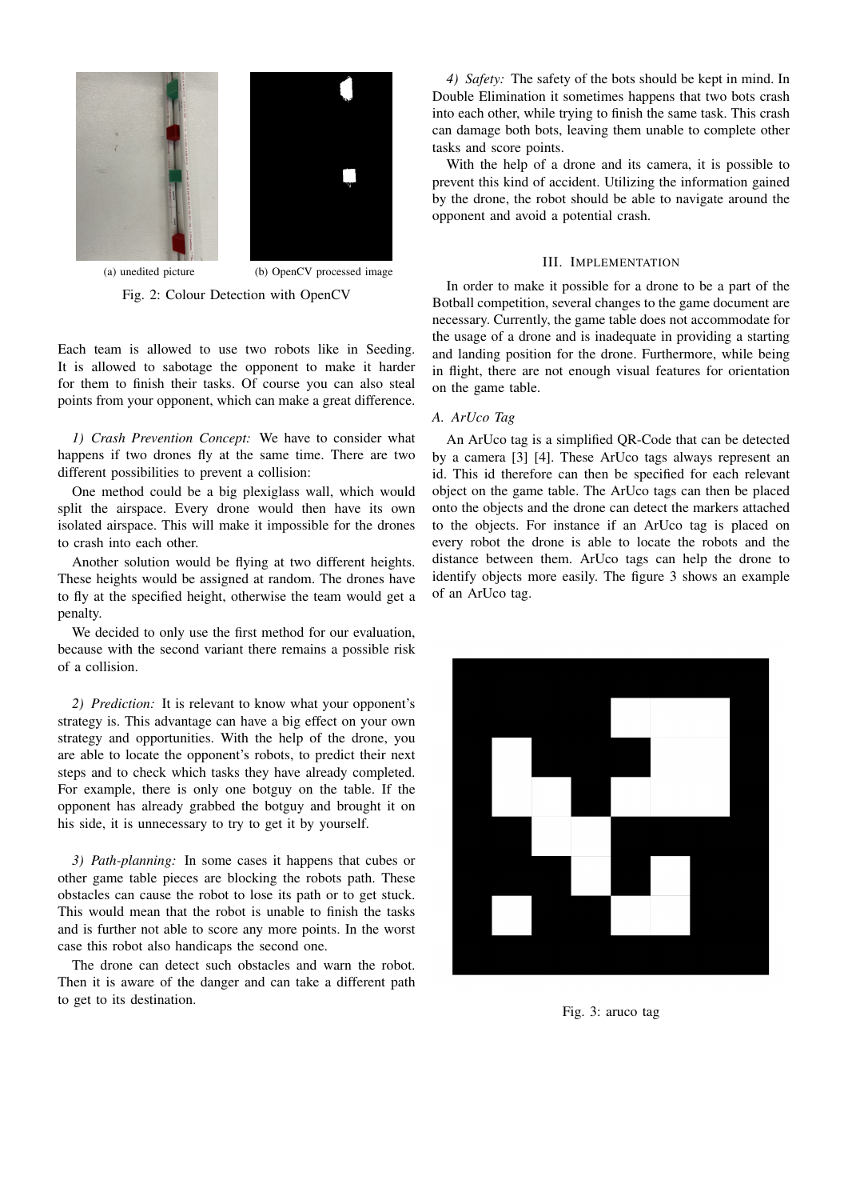(a) unedited picture (b) OpenCV processed image

Fig. 2: Colour Detection with OpenCV

Each team is allowed to use two robots like in Seeding. It is allowed to sabotage the opponent to make it harder for them to finish their tasks. Of course you can also steal points from your opponent, which can make a great difference.

*1) Crash Prevention Concept:* We have to consider what happens if two drones fly at the same time. There are two different possibilities to prevent a collision:

One method could be a big plexiglass wall, which would split the airspace. Every drone would then have its own isolated airspace. This will make it impossible for the drones to crash into each other.

Another solution would be flying at two different heights. These heights would be assigned at random. The drones have to fly at the specified height, otherwise the team would get a penalty.

We decided to only use the first method for our evaluation, because with the second variant there remains a possible risk of a collision.

*2) Prediction:* It is relevant to know what your opponent's strategy is. This advantage can have a big effect on your own strategy and opportunities. With the help of the drone, you are able to locate the opponent's robots, to predict their next steps and to check which tasks they have already completed. For example, there is only one botguy on the table. If the opponent has already grabbed the botguy and brought it on his side, it is unnecessary to try to get it by yourself.

*3) Path-planning:* In some cases it happens that cubes or other game table pieces are blocking the robots path. These obstacles can cause the robot to lose its path or to get stuck. This would mean that the robot is unable to finish the tasks and is further not able to score any more points. In the worst case this robot also handicaps the second one.

The drone can detect such obstacles and warn the robot. Then it is aware of the danger and can take a different path to get to its destination.

*4) Safety:* The safety of the bots should be kept in mind. In Double Elimination it sometimes happens that two bots crash into each other, while trying to finish the same task. This crash can damage both bots, leaving them unable to complete other tasks and score points.

With the help of a drone and its camera, it is possible to prevent this kind of accident. Utilizing the information gained by the drone, the robot should be able to navigate around the opponent and avoid a potential crash.

## III. Implementation

In order to make it possible for a drone to be a part of the Botball competition, several changes to the game document are necessary. Currently, the game table does not accommodate for the usage of a drone and is inadequate in providing a starting and landing position for the drone. Furthermore, while being in flight, there are not enough visual features for orientation on the game table.

### A. ArUco Tag

An ArUco tag is a simplified QR-Code that can be detected by a camera [3] [4]. These ArUco tags always represent an id. This id therefore can then be specified for each relevant object on the game table. The ArUco tags can then be placed onto the objects and the drone can detect the markers attached to the objects. For instance if an ArUco tag is placed on every robot the drone is able to locate the robots and the distance between them. ArUco tags can help the drone to identify objects more easily. The figure 3 shows an example of an ArUco tag.

Fig. 3: aruco tag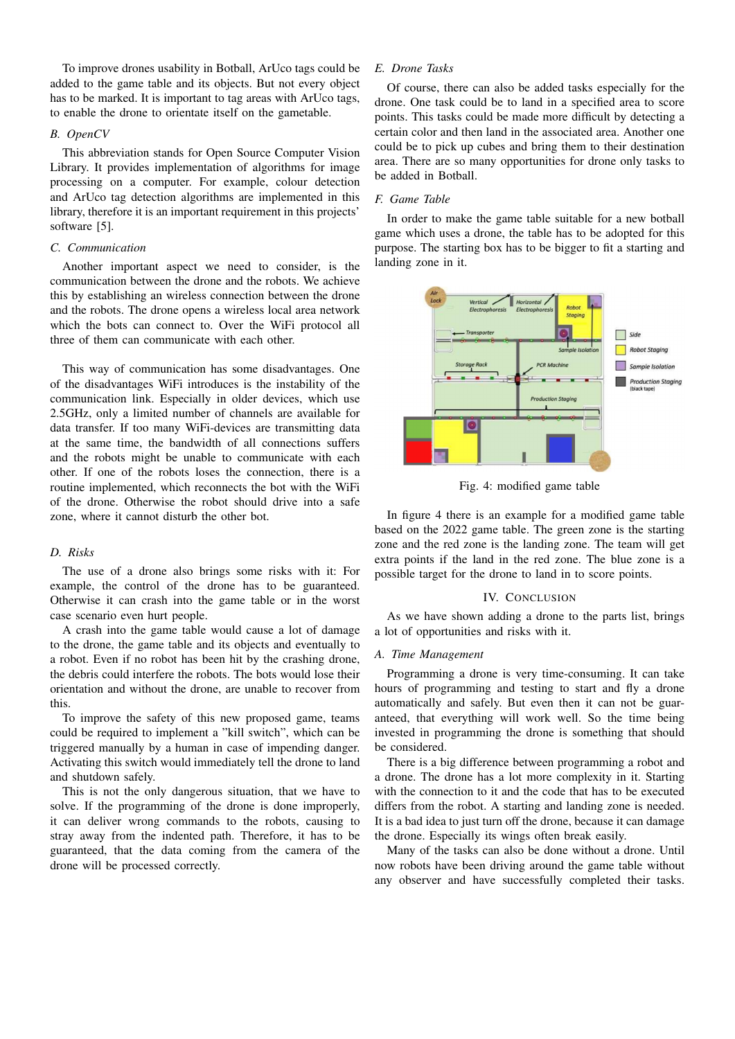To improve drones usability in Botball, ArUco tags could be added to the game table and its objects. But not every object has to be marked. It is important to tag areas with ArUco tags, to enable the drone to orientate itself on the gametable.

### B. OpenCV

This abbreviation stands for Open Source Computer Vision Library. It provides implementation of algorithms for image processing on a computer. For example, colour detection and ArUco tag detection algorithms are implemented in this library, therefore it is an important requirement in this projects' software [5].

### C. Communication

Another important aspect we need to consider, is the communication between the drone and the robots. We achieve this by establishing an wireless connection between the drone and the robots. The drone opens a wireless local area network which the bots can connect to. Over the WiFi protocol all three of them can communicate with each other.

This way of communication has some disadvantages. One of the disadvantages WiFi introduces is the instability of the communication link. Especially in older devices, which use 2.5GHz, only a limited number of channels are available for data transfer. If too many WiFi-devices are transmitting data at the same time, the bandwidth of all connections suffers and the robots might be unable to communicate with each other. If one of the robots loses the connection, there is a routine implemented, which reconnects the bot with the WiFi of the drone. Otherwise the robot should drive into a safe zone, where it cannot disturb the other bot.

### D. Risks

The use of a drone also brings some risks with it: For example, the control of the drone has to be guaranteed. Otherwise it can crash into the game table or in the worst case scenario even hurt people.

A crash into the game table would cause a lot of damage to the drone, the game table and its objects and eventually to a robot. Even if no robot has been hit by the crashing drone, the debris could interfere the robots. The bots would lose their orientation and without the drone, are unable to recover from this.

To improve the safety of this new proposed game, teams could be required to implement a "kill switch", which can be triggered manually by a human in case of impending danger. Activating this switch would immediately tell the drone to land and shutdown safely.

This is not the only dangerous situation, that we have to solve. If the programming of the drone is done improperly, it can deliver wrong commands to the robots, causing to stray away from the indented path. Therefore, it has to be guaranteed, that the data coming from the camera of the drone will be processed correctly.

### E. Drone Tasks

Of course, there can also be added tasks especially for the drone. One task could be to land in a specified area to score points. This tasks could be made more difficult by detecting a certain color and then land in the associated area. Another one could be to pick up cubes and bring them to their destination area. There are so many opportunities for drone only tasks to be added in Botball.

### F. Game Table

In order to make the game table suitable for a new botball game which uses a drone, the table has to be adopted for this purpose. The starting box has to be bigger to fit a starting and landing zone in it.

Fig. 4: modified game table

In figure 4 there is an example for a modified game table based on the 2022 game table. The green zone is the starting zone and the red zone is the landing zone. The team will get extra points if the land in the red zone. The blue zone is a possible target for the drone to land in to score points.

## IV. Conclusion

As we have shown adding a drone to the parts list, brings a lot of opportunities and risks with it.

### A. Time Management

Programming a drone is very time-consuming. It can take hours of programming and testing to start and fly a drone automatically and safely. But even then it can not be guaranteed, that everything will work well. So the time being invested in programming the drone is something that should be considered.

There is a big difference between programming a robot and a drone. The drone has a lot more complexity in it. Starting with the connection to it and the code that has to be executed differs from the robot. A starting and landing zone is needed. It is a bad idea to just turn off the drone, because it can damage the drone. Especially its wings often break easily.

Many of the tasks can also be done without a drone. Until now robots have been driving around the game table without any observer and have successfully completed their tasks.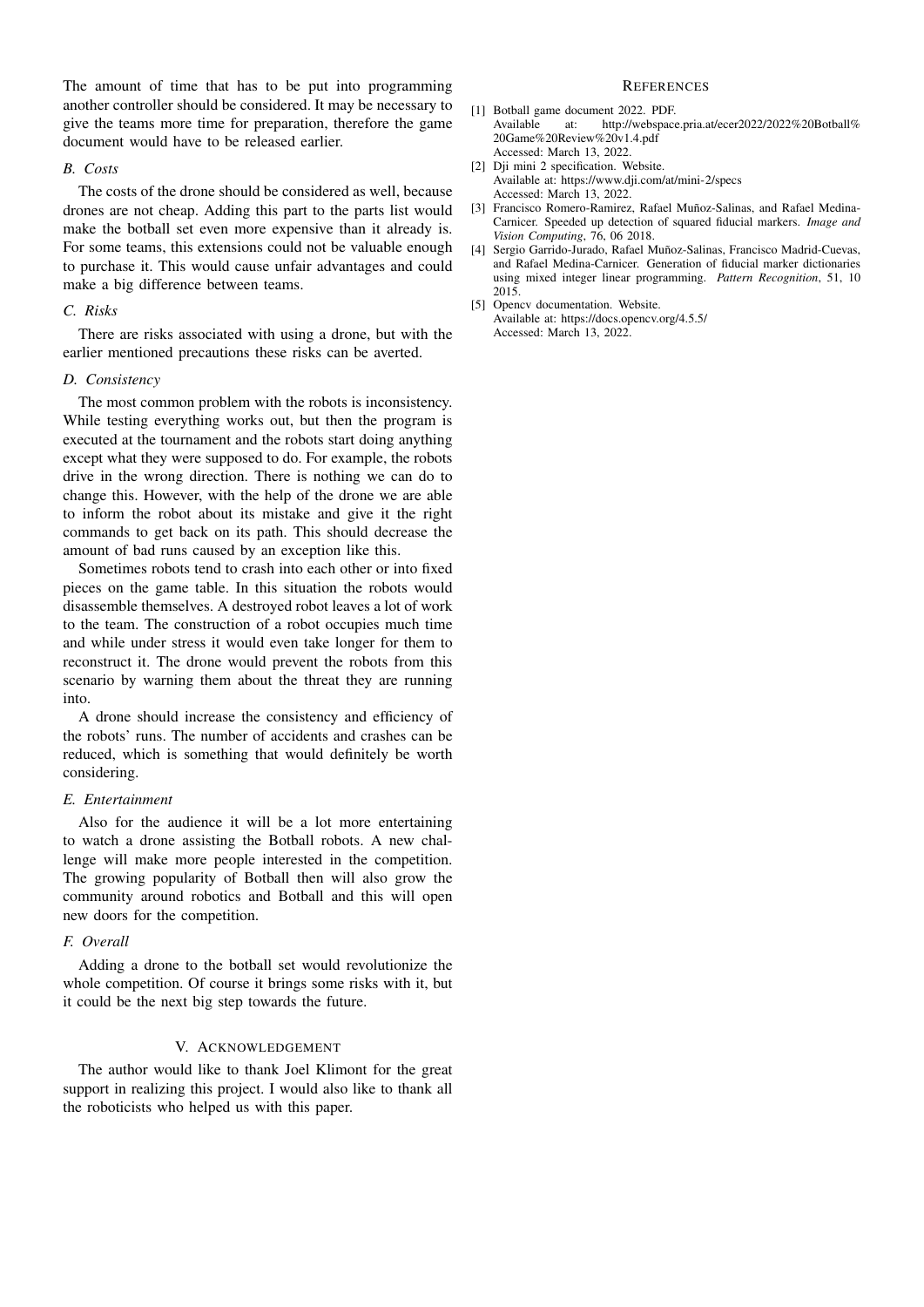The amount of time that has to be put into programming another controller should be considered. It may be necessary to give the teams more time for preparation, therefore the game document would have to be released earlier.

### B. Costs

The costs of the drone should be considered as well, because drones are not cheap. Adding this part to the parts list would make the botball set even more expensive than it already is. For some teams, this extensions could not be valuable enough to purchase it. This would cause unfair advantages and could make a big difference between teams.

### C. Risks

There are risks associated with using a drone, but with the earlier mentioned precautions these risks can be averted.

### D. Consistency

The most common problem with the robots is inconsistency. While testing everything works out, but then the program is executed at the tournament and the robots start doing anything except what they were supposed to do. For example, the robots drive in the wrong direction. There is nothing we can do to change this. However, with the help of the drone we are able to inform the robot about its mistake and give it the right commands to get back on its path. This should decrease the amount of bad runs caused by an exception like this.

Sometimes robots tend to crash into each other or into fixed pieces on the game table. In this situation the robots would disassemble themselves. A destroyed robot leaves a lot of work to the team. The construction of a robot occupies much time and while under stress it would even take longer for them to reconstruct it. The drone would prevent the robots from this scenario by warning them about the threat they are running into.

A drone should increase the consistency and efficiency of the robots' runs. The number of accidents and crashes can be reduced, which is something that would definitely be worth considering.

### E. Entertainment

Also for the audience it will be a lot more entertaining to watch a drone assisting the Botball robots. A new challenge will make more people interested in the competition. The growing popularity of Botball then will also grow the community around robotics and Botball and this will open new doors for the competition.

### F. Overall

Adding a drone to the botball set would revolutionize the whole competition. Of course it brings some risks with it, but it could be the next big step towards the future.

## V. Acknowledgement

The author would like to thank Joel Klimont for the great support in realizing this project. I would also like to thank all the roboticists who helped us with this paper.

## References

[1] Botball game document 2022. PDF. Available at: http://webspace.pria.at/ecer2022/2022%20Botball%20Game%20Review%20v1.4.pdf Accessed: March 13, 2022.

[2] Dji mini 2 specification. Website. Available at: https://www.dji.com/at/mini-2/specs Accessed: March 13, 2022.

[3] Francisco Romero-Ramirez, Rafael Muñoz-Salinas, and Rafael Medina-Carnicer. Speeded up detection of squared fiducial markers. *Image and Vision Computing*, 76, 06 2018.

[4] Sergio Garrido-Jurado, Rafael Muñoz-Salinas, Francisco Madrid-Cuevas, and Rafael Medina-Carnicer. Generation of fiducial marker dictionaries using mixed integer linear programming. *Pattern Recognition*, 51, 10 2015.

[5] Opencv documentation. Website. Available at: https://docs.opencv.org/4.5.5/ Accessed: March 13, 2022.